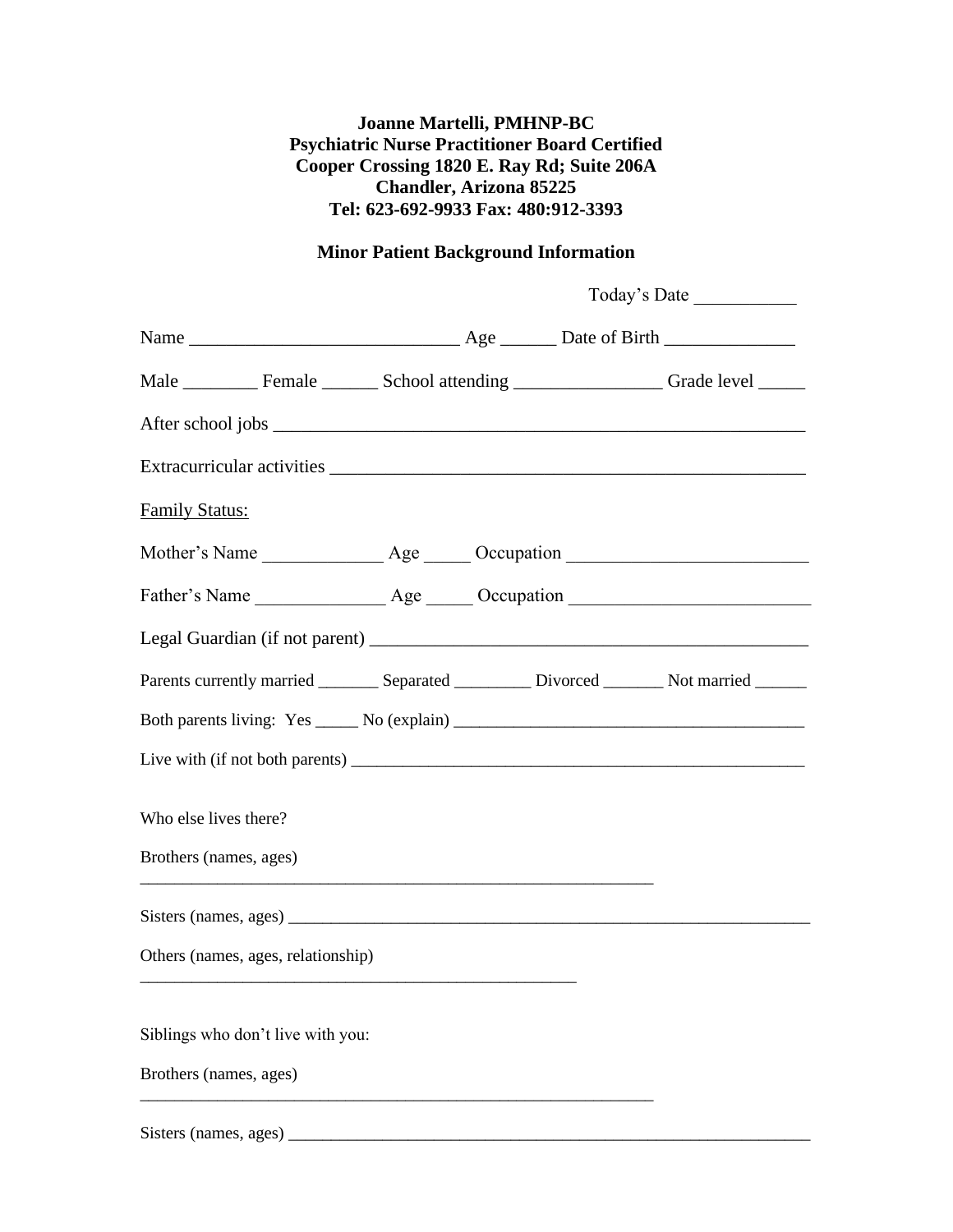**Joanne Martelli, PMHNP-BC**
**Psychiatric Nurse Practitioner Board Certified**
**Cooper Crossing 1820 E. Ray Rd; Suite 206A**
**Chandler, Arizona 85225**
**Tel: 623-692-9933 Fax: 480:912-3393**

**Minor Patient Background Information**

Today's Date ___________

Name _____________________________ Age ______ Date of Birth ______________

Male ________ Female ______ School attending ________________ Grade level _____

After school jobs ___________________________________________________________

Extracurricular activities _____________________________________________________

Family Status:

Mother's Name _____________ Age _____ Occupation __________________________

Father's Name ______________ Age _____ Occupation __________________________

Legal Guardian (if not parent) _________________________________________________

Parents currently married _______ Separated _________ Divorced _______ Not married ______

Both parents living: Yes _____ No (explain) __________________________________________

Live with (if not both parents) ______________________________________________________

Who else lives there?

Brothers (names, ages)

_____________________________________________________________

Sisters (names, ages) ______________________________________________________________

Others (names, ages, relationship)

____________________________________________________

Siblings who don't live with you:

Brothers (names, ages)

_____________________________________________________________

Sisters (names, ages) ______________________________________________________________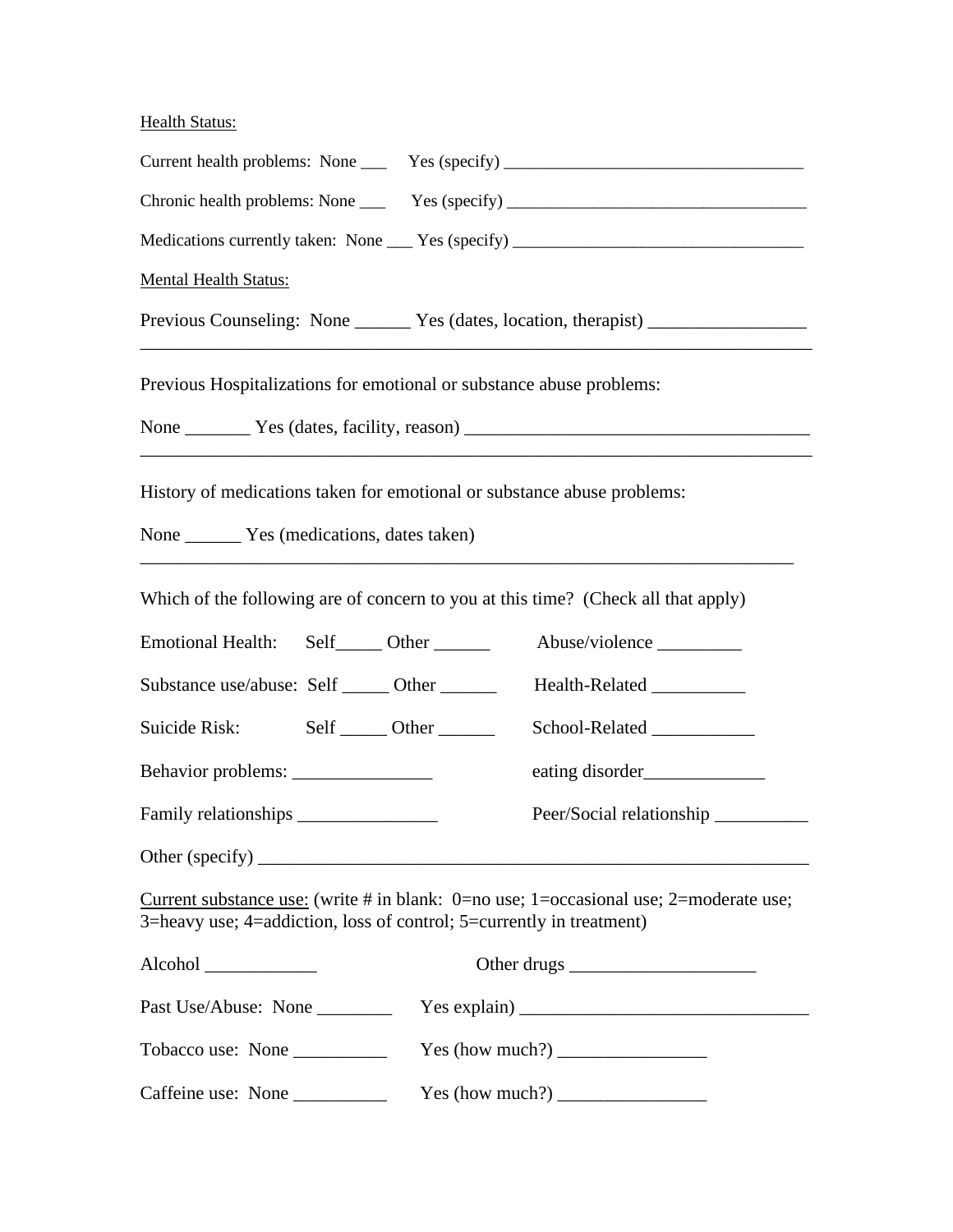Health Status:

Current health problems: None ___ Yes (specify) ___________________________________

Chronic health problems: None ___ Yes (specify) ___________________________________

Medications currently taken: None ___ Yes (specify) ___________________________________

Mental Health Status:

Previous Counseling: None ______ Yes (dates, location, therapist) _________________
___________________________________________________________________________

Previous Hospitalizations for emotional or substance abuse problems:

None _______ Yes (dates, facility, reason) ____________________________________
___________________________________________________________________________

History of medications taken for emotional or substance abuse problems:

None ______ Yes (medications, dates taken)
_________________________________________________________________________

Which of the following are of concern to you at this time? (Check all that apply)

Emotional Health: Self_____ Other ______ Abuse/violence _________

Substance use/abuse: Self _____ Other ______ Health-Related __________

Suicide Risk: Self _____ Other ______ School-Related ___________

Behavior problems: _______________ eating disorder_____________

Family relationships _______________ Peer/Social relationship __________

Other (specify) ______________________________________________________________

Current substance use: (write # in blank: 0=no use; 1=occasional use; 2=moderate use; 3=heavy use; 4=addiction, loss of control; 5=currently in treatment)

Alcohol ____________ Other drugs ____________________

Past Use/Abuse: None ________ Yes explain) _______________________________

Tobacco use: None __________ Yes (how much?) ________________

Caffeine use: None __________ Yes (how much?) ________________